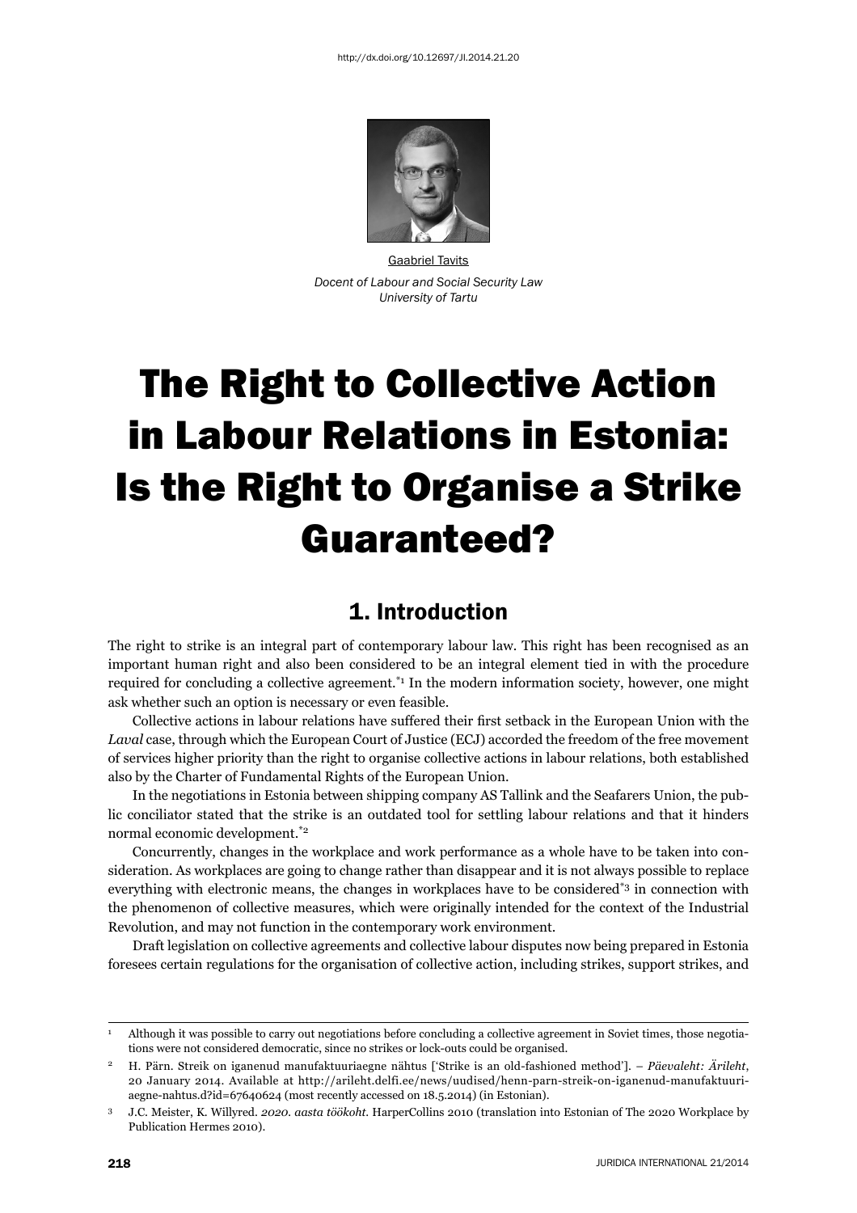http://dx.doi.org/10.12697/JI.2014.21.20

Gaabriel Tavits

*Docent of Labour and Social Security Law*
*University of Tartu*

# The Right to Collective Action in Labour Relations in Estonia: Is the Right to Organise a Strike Guaranteed?

## 1. Introduction

The right to strike is an integral part of contemporary labour law. This right has been recognised as an important human right and also been considered to be an integral element tied in with the procedure required for concluding a collective agreement.[*1] In the modern information society, however, one might ask whether such an option is necessary or even feasible.

Collective actions in labour relations have suffered their first setback in the European Union with the *Laval* case, through which the European Court of Justice (ECJ) accorded the freedom of the free movement of services higher priority than the right to organise collective actions in labour relations, both established also by the Charter of Fundamental Rights of the European Union.

In the negotiations in Estonia between shipping company AS Tallink and the Seafarers Union, the public conciliator stated that the strike is an outdated tool for settling labour relations and that it hinders normal economic development.[*2]

Concurrently, changes in the workplace and work performance as a whole have to be taken into consideration. As workplaces are going to change rather than disappear and it is not always possible to replace everything with electronic means, the changes in workplaces have to be considered[*3] in connection with the phenomenon of collective measures, which were originally intended for the context of the Industrial Revolution, and may not function in the contemporary work environment.

Draft legislation on collective agreements and collective labour disputes now being prepared in Estonia foresees certain regulations for the organisation of collective action, including strikes, support strikes, and

---

1 Although it was possible to carry out negotiations before concluding a collective agreement in Soviet times, those negotiations were not considered democratic, since no strikes or lock-outs could be organised.

2 H. Pärn. Streik on iganenud manufaktuuriaegne nähtus ['Strike is an old-fashioned method']. – *Päevaleht: Ärileht*, 20 January 2014. Available at http://arileht.delfi.ee/news/uudised/henn-parn-streik-on-iganenud-manufaktuuriaegne-nahtus.d?id=67640624 (most recently accessed on 18.5.2014) (in Estonian).

3 J.C. Meister, K. Willyred. *2020. aasta töökoht.* HarperCollins 2010 (translation into Estonian of The 2020 Workplace by Publication Hermes 2010).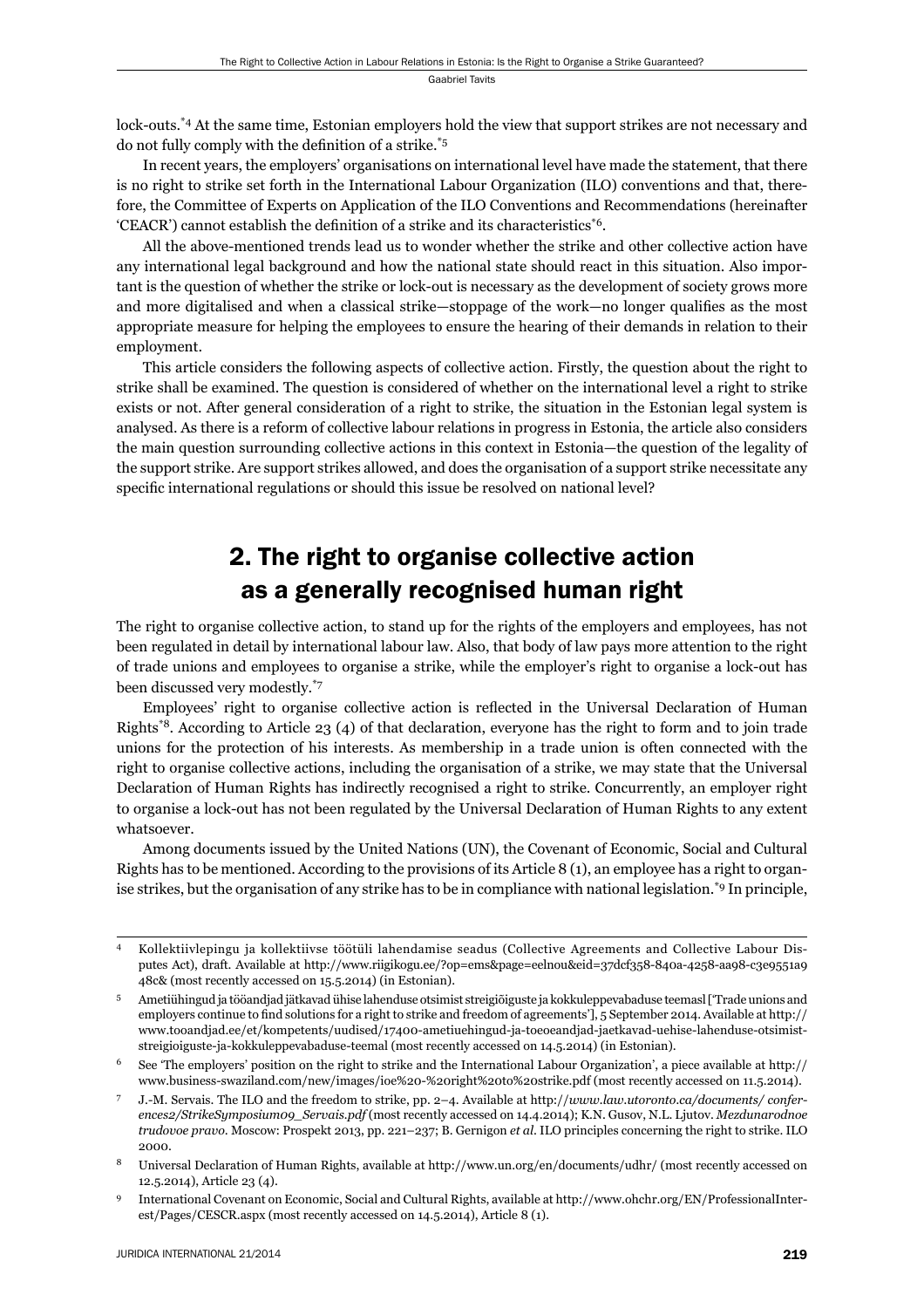lock-outs.[4] At the same time, Estonian employers hold the view that support strikes are not necessary and do not fully comply with the definition of a strike.[5]

In recent years, the employers' organisations on international level have made the statement, that there is no right to strike set forth in the International Labour Organization (ILO) conventions and that, therefore, the Committee of Experts on Application of the ILO Conventions and Recommendations (hereinafter 'CEACR') cannot establish the definition of a strike and its characteristics[6].

All the above-mentioned trends lead us to wonder whether the strike and other collective action have any international legal background and how the national state should react in this situation. Also important is the question of whether the strike or lock-out is necessary as the development of society grows more and more digitalised and when a classical strike—stoppage of the work—no longer qualifies as the most appropriate measure for helping the employees to ensure the hearing of their demands in relation to their employment.

This article considers the following aspects of collective action. Firstly, the question about the right to strike shall be examined. The question is considered of whether on the international level a right to strike exists or not. After general consideration of a right to strike, the situation in the Estonian legal system is analysed. As there is a reform of collective labour relations in progress in Estonia, the article also considers the main question surrounding collective actions in this context in Estonia—the question of the legality of the support strike. Are support strikes allowed, and does the organisation of a support strike necessitate any specific international regulations or should this issue be resolved on national level?

## 2. The right to organise collective action as a generally recognised human right

The right to organise collective action, to stand up for the rights of the employers and employees, has not been regulated in detail by international labour law. Also, that body of law pays more attention to the right of trade unions and employees to organise a strike, while the employer's right to organise a lock-out has been discussed very modestly.[7]

Employees' right to organise collective action is reflected in the Universal Declaration of Human Rights[8]. According to Article 23 (4) of that declaration, everyone has the right to form and to join trade unions for the protection of his interests. As membership in a trade union is often connected with the right to organise collective actions, including the organisation of a strike, we may state that the Universal Declaration of Human Rights has indirectly recognised a right to strike. Concurrently, an employer right to organise a lock-out has not been regulated by the Universal Declaration of Human Rights to any extent whatsoever.

Among documents issued by the United Nations (UN), the Covenant of Economic, Social and Cultural Rights has to be mentioned. According to the provisions of its Article 8 (1), an employee has a right to organise strikes, but the organisation of any strike has to be in compliance with national legislation.[9] In principle,

---

4 Kollektiivlepingu ja kollektiivse töötüli lahendamise seadus (Collective Agreements and Collective Labour Disputes Act), draft. Available at http://www.riigikogu.ee/?op=ems&page=eelnou&eid=37dcf358-840a-4258-aa98-c3e9551a948c& (most recently accessed on 15.5.2014) (in Estonian).

5 Ametiühingud ja tööandjad jätkavad ühise lahenduse otsimist streigiõiguste ja kokkuleppevabaduse teemasl ['Trade unions and employers continue to find solutions for a right to strike and freedom of agreements'], 5 September 2014. Available at http://www.tooandjad.ee/et/kompetents/uudised/17400-ametiuehingud-ja-toeoeandjad-jaetkavad-uehise-lahenduse-otsimist-streigioiguste-ja-kokkuleppevabaduse-teemal (most recently accessed on 14.5.2014) (in Estonian).

6 See 'The employers' position on the right to strike and the International Labour Organization', a piece available at http://www.business-swaziland.com/new/images/ioe%20-%20right%20to%20strike.pdf (most recently accessed on 11.5.2014).

7 J.-M. Servais. The ILO and the freedom to strike, pp. 2–4. Available at *http://www.law.utoronto.ca/documents/ conferences2/StrikeSymposium09_Servais.pdf* (most recently accessed on 14.4.2014); K.N. Gusov, N.L. Ljutov. *Mezdunarodnoe trudovoe pravo*. Moscow: Prospekt 2013, pp. 221–237; B. Gernigon *et al*. ILO principles concerning the right to strike. ILO 2000.

8 Universal Declaration of Human Rights, available at http://www.un.org/en/documents/udhr/ (most recently accessed on 12.5.2014), Article 23 (4).

9 International Covenant on Economic, Social and Cultural Rights, available at http://www.ohchr.org/EN/ProfessionalInterest/Pages/CESCR.aspx (most recently accessed on 14.5.2014), Article 8 (1).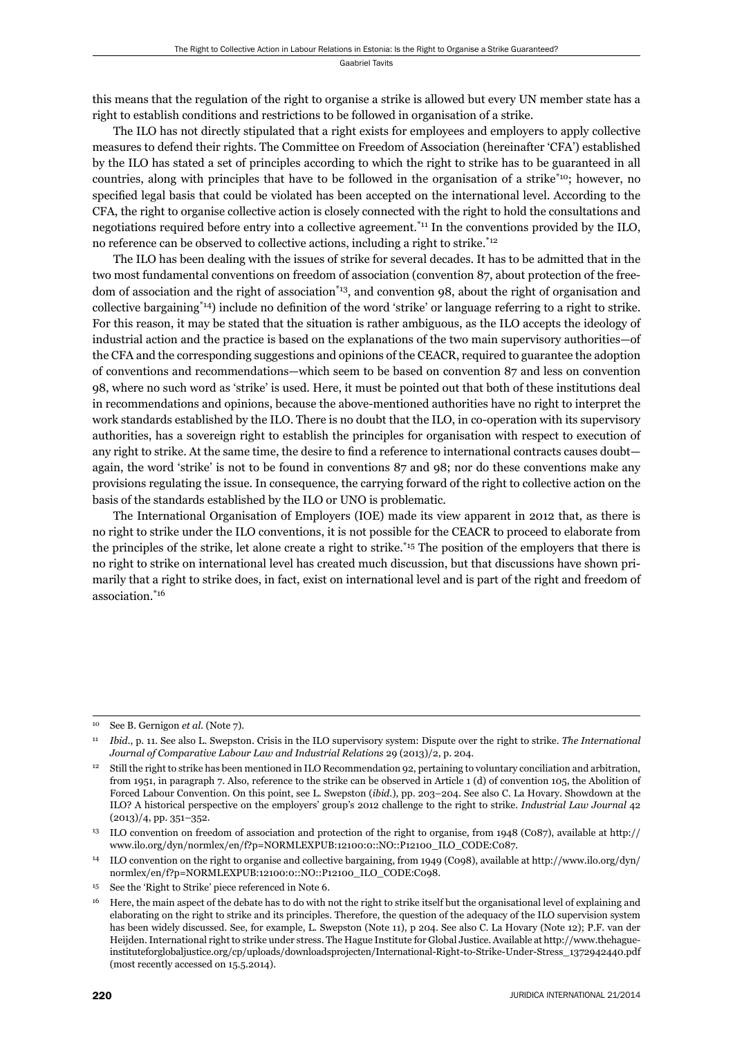this means that the regulation of the right to organise a strike is allowed but every UN member state has a right to establish conditions and restrictions to be followed in organisation of a strike.

The ILO has not directly stipulated that a right exists for employees and employers to apply collective measures to defend their rights. The Committee on Freedom of Association (hereinafter 'CFA') established by the ILO has stated a set of principles according to which the right to strike has to be guaranteed in all countries, along with principles that have to be followed in the organisation of a strike[*10]; however, no specified legal basis that could be violated has been accepted on the international level. According to the CFA, the right to organise collective action is closely connected with the right to hold the consultations and negotiations required before entry into a collective agreement.[*11] In the conventions provided by the ILO, no reference can be observed to collective actions, including a right to strike.[*12]

The ILO has been dealing with the issues of strike for several decades. It has to be admitted that in the two most fundamental conventions on freedom of association (convention 87, about protection of the freedom of association and the right of association[*13], and convention 98, about the right of organisation and collective bargaining[*14]) include no definition of the word 'strike' or language referring to a right to strike. For this reason, it may be stated that the situation is rather ambiguous, as the ILO accepts the ideology of industrial action and the practice is based on the explanations of the two main supervisory authorities—of the CFA and the corresponding suggestions and opinions of the CEACR, required to guarantee the adoption of conventions and recommendations—which seem to be based on convention 87 and less on convention 98, where no such word as 'strike' is used. Here, it must be pointed out that both of these institutions deal in recommendations and opinions, because the above-mentioned authorities have no right to interpret the work standards established by the ILO. There is no doubt that the ILO, in co-operation with its supervisory authorities, has a sovereign right to establish the principles for organisation with respect to execution of any right to strike. At the same time, the desire to find a reference to international contracts causes doubt—again, the word 'strike' is not to be found in conventions 87 and 98; nor do these conventions make any provisions regulating the issue. In consequence, the carrying forward of the right to collective action on the basis of the standards established by the ILO or UNO is problematic.

The International Organisation of Employers (IOE) made its view apparent in 2012 that, as there is no right to strike under the ILO conventions, it is not possible for the CEACR to proceed to elaborate from the principles of the strike, let alone create a right to strike.[*15] The position of the employers that there is no right to strike on international level has created much discussion, but that discussions have shown primarily that a right to strike does, in fact, exist on international level and is part of the right and freedom of association.[*16]

---

[10] See B. Gernigon *et al.* (Note 7).

[11] *Ibid.*, p. 11. See also L. Swepston. Crisis in the ILO supervisory system: Dispute over the right to strike. *The International Journal of Comparative Labour Law and Industrial Relations* 29 (2013)/2, p. 204.

[12] Still the right to strike has been mentioned in ILO Recommendation 92, pertaining to voluntary conciliation and arbitration, from 1951, in paragraph 7. Also, reference to the strike can be observed in Article 1 (d) of convention 105, the Abolition of Forced Labour Convention. On this point, see L. Swepston (*ibid.*), pp. 203–204. See also C. La Hovary. Showdown at the ILO? A historical perspective on the employers' group's 2012 challenge to the right to strike. *Industrial Law Journal* 42 (2013)/4, pp. 351–352.

[13] ILO convention on freedom of association and protection of the right to organise, from 1948 (C087), available at http://www.ilo.org/dyn/normlex/en/f?p=NORMLEXPUB:12100:0::NO::P12100_ILO_CODE:C087.

[14] ILO convention on the right to organise and collective bargaining, from 1949 (C098), available at http://www.ilo.org/dyn/normlex/en/f?p=NORMLEXPUB:12100:0::NO::P12100_ILO_CODE:C098.

[15] See the 'Right to Strike' piece referenced in Note 6.

[16] Here, the main aspect of the debate has to do with not the right to strike itself but the organisational level of explaining and elaborating on the right to strike and its principles. Therefore, the question of the adequacy of the ILO supervision system has been widely discussed. See, for example, L. Swepston (Note 11), p 204. See also C. La Hovary (Note 12); P.F. van der Heijden. International right to strike under stress. The Hague Institute for Global Justice. Available at http://www.thehagueinstituteforglobaljustice.org/cp/uploads/downloadsprojecten/International-Right-to-Strike-Under-Stress_1372942440.pdf (most recently accessed on 15.5.2014).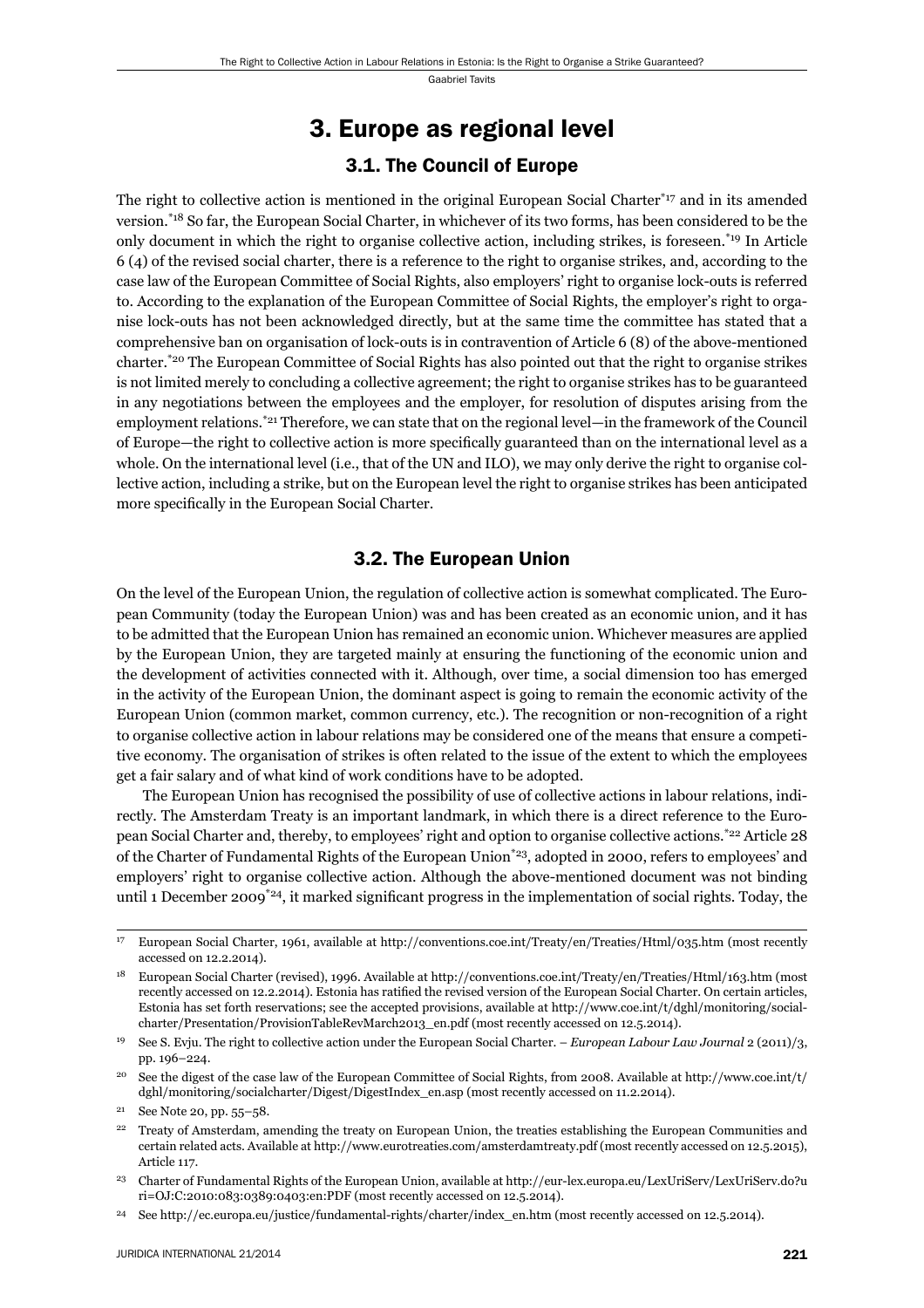# 3. Europe as regional level

## 3.1. The Council of Europe

The right to collective action is mentioned in the original European Social Charter[*17] and in its amended version.[*18] So far, the European Social Charter, in whichever of its two forms, has been considered to be the only document in which the right to organise collective action, including strikes, is foreseen.[*19] In Article 6 (4) of the revised social charter, there is a reference to the right to organise strikes, and, according to the case law of the European Committee of Social Rights, also employers' right to organise lock-outs is referred to. According to the explanation of the European Committee of Social Rights, the employer's right to organise lock-outs has not been acknowledged directly, but at the same time the committee has stated that a comprehensive ban on organisation of lock-outs is in contravention of Article 6 (8) of the above-mentioned charter.[*20] The European Committee of Social Rights has also pointed out that the right to organise strikes is not limited merely to concluding a collective agreement; the right to organise strikes has to be guaranteed in any negotiations between the employees and the employer, for resolution of disputes arising from the employment relations.[*21] Therefore, we can state that on the regional level—in the framework of the Council of Europe—the right to collective action is more specifically guaranteed than on the international level as a whole. On the international level (i.e., that of the UN and ILO), we may only derive the right to organise collective action, including a strike, but on the European level the right to organise strikes has been anticipated more specifically in the European Social Charter.

## 3.2. The European Union

On the level of the European Union, the regulation of collective action is somewhat complicated. The European Community (today the European Union) was and has been created as an economic union, and it has to be admitted that the European Union has remained an economic union. Whichever measures are applied by the European Union, they are targeted mainly at ensuring the functioning of the economic union and the development of activities connected with it. Although, over time, a social dimension too has emerged in the activity of the European Union, the dominant aspect is going to remain the economic activity of the European Union (common market, common currency, etc.). The recognition or non-recognition of a right to organise collective action in labour relations may be considered one of the means that ensure a competitive economy. The organisation of strikes is often related to the issue of the extent to which the employees get a fair salary and of what kind of work conditions have to be adopted.

The European Union has recognised the possibility of use of collective actions in labour relations, indirectly. The Amsterdam Treaty is an important landmark, in which there is a direct reference to the European Social Charter and, thereby, to employees' right and option to organise collective actions.[*22] Article 28 of the Charter of Fundamental Rights of the European Union[*23], adopted in 2000, refers to employees' and employers' right to organise collective action. Although the above-mentioned document was not binding until 1 December 2009[*24], it marked significant progress in the implementation of social rights. Today, the

---

[17] European Social Charter, 1961, available at http://conventions.coe.int/Treaty/en/Treaties/Html/035.htm (most recently accessed on 12.2.2014).

[18] European Social Charter (revised), 1996. Available at http://conventions.coe.int/Treaty/en/Treaties/Html/163.htm (most recently accessed on 12.2.2014). Estonia has ratified the revised version of the European Social Charter. On certain articles, Estonia has set forth reservations; see the accepted provisions, available at http://www.coe.int/t/dghl/monitoring/socialcharter/Presentation/ProvisionTableRevMarch2013_en.pdf (most recently accessed on 12.5.2014).

[19] See S. Evju. The right to collective action under the European Social Charter. – *European Labour Law Journal* 2 (2011)/3, pp. 196–224.

[20] See the digest of the case law of the European Committee of Social Rights, from 2008. Available at http://www.coe.int/t/dghl/monitoring/socialcharter/Digest/DigestIndex_en.asp (most recently accessed on 11.2.2014).

[21] See Note 20, pp. 55–58.

[22] Treaty of Amsterdam, amending the treaty on European Union, the treaties establishing the European Communities and certain related acts. Available at http://www.eurotreaties.com/amsterdamtreaty.pdf (most recently accessed on 12.5.2015), Article 117.

[23] Charter of Fundamental Rights of the European Union, available at http://eur-lex.europa.eu/LexUriServ/LexUriServ.do?uri=OJ:C:2010:083:0389:0403:en:PDF (most recently accessed on 12.5.2014).

[24] See http://ec.europa.eu/justice/fundamental-rights/charter/index_en.htm (most recently accessed on 12.5.2014).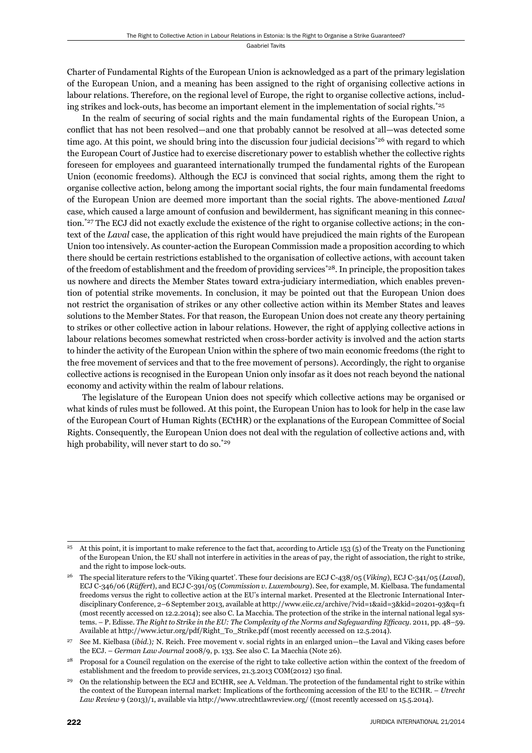Charter of Fundamental Rights of the European Union is acknowledged as a part of the primary legislation of the European Union, and a meaning has been assigned to the right of organising collective actions in labour relations. Therefore, on the regional level of Europe, the right to organise collective actions, including strikes and lock-outs, has become an important element in the implementation of social rights.[*25]

In the realm of securing of social rights and the main fundamental rights of the European Union, a conflict that has not been resolved—and one that probably cannot be resolved at all—was detected some time ago. At this point, we should bring into the discussion four judicial decisions[*26] with regard to which the European Court of Justice had to exercise discretionary power to establish whether the collective rights foreseen for employees and guaranteed internationally trumped the fundamental rights of the European Union (economic freedoms). Although the ECJ is convinced that social rights, among them the right to organise collective action, belong among the important social rights, the four main fundamental freedoms of the European Union are deemed more important than the social rights. The above-mentioned *Laval* case, which caused a large amount of confusion and bewilderment, has significant meaning in this connection.[*27] The ECJ did not exactly exclude the existence of the right to organise collective actions; in the context of the *Laval* case, the application of this right would have prejudiced the main rights of the European Union too intensively. As counter-action the European Commission made a proposition according to which there should be certain restrictions established to the organisation of collective actions, with account taken of the freedom of establishment and the freedom of providing services[*28]. In principle, the proposition takes us nowhere and directs the Member States toward extra-judiciary intermediation, which enables prevention of potential strike movements. In conclusion, it may be pointed out that the European Union does not restrict the organisation of strikes or any other collective action within its Member States and leaves solutions to the Member States. For that reason, the European Union does not create any theory pertaining to strikes or other collective action in labour relations. However, the right of applying collective actions in labour relations becomes somewhat restricted when cross-border activity is involved and the action starts to hinder the activity of the European Union within the sphere of two main economic freedoms (the right to the free movement of services and that to the free movement of persons). Accordingly, the right to organise collective actions is recognised in the European Union only insofar as it does not reach beyond the national economy and activity within the realm of labour relations.

The legislature of the European Union does not specify which collective actions may be organised or what kinds of rules must be followed. At this point, the European Union has to look for help in the case law of the European Court of Human Rights (ECtHR) or the explanations of the European Committee of Social Rights. Consequently, the European Union does not deal with the regulation of collective actions and, with high probability, will never start to do so.[*29]

---

[25] At this point, it is important to make reference to the fact that, according to Article 153 (5) of the Treaty on the Functioning of the European Union, the EU shall not interfere in activities in the areas of pay, the right of association, the right to strike, and the right to impose lock-outs.

[26] The special literature refers to the 'Viking quartet'. These four decisions are ECJ C-438/05 (*Viking*), ECJ C-341/05 (*Laval*), ECJ C-346/06 (*Rüffert*), and ECJ C-391/05 (*Commission v. Luxembourg*). See, for example, M. Kielbasa. The fundamental freedoms versus the right to collective action at the EU's internal market. Presented at the Electronic International Interdisciplinary Conference, 2–6 September 2013, available at http://www.eiic.cz/archive/?vid=1&aid=3&kid=20201-93&q=f1 (most recently accessed on 12.2.2014); see also C. La Macchia. The protection of the strike in the internal national legal systems. – P. Edisse. *The Right to Strike in the EU: The Complexity of the Norms and Safeguarding Efficacy*. 2011, pp. 48–59. Available at http://www.ictur.org/pdf/Right_To_Strike.pdf (most recently accessed on 12.5.2014).

[27] See M. Kielbasa (*ibid.*)*;* N. Reich. Free movement v. social rights in an enlarged union—the Laval and Viking cases before the ECJ. – *German Law Journal* 2008/9, p. 133. See also C. La Macchia (Note 26).

[28] Proposal for a Council regulation on the exercise of the right to take collective action within the context of the freedom of establishment and the freedom to provide services, 21.3.2013 COM(2012) 130 final.

[29] On the relationship between the ECJ and ECtHR, see A. Veldman. The protection of the fundamental right to strike within the context of the European internal market: Implications of the forthcoming accession of the EU to the ECHR. – *Utrecht Law Review* 9 (2013)/1, available via http://www.utrechtlawreview.org/ ((most recently accessed on 15.5.2014).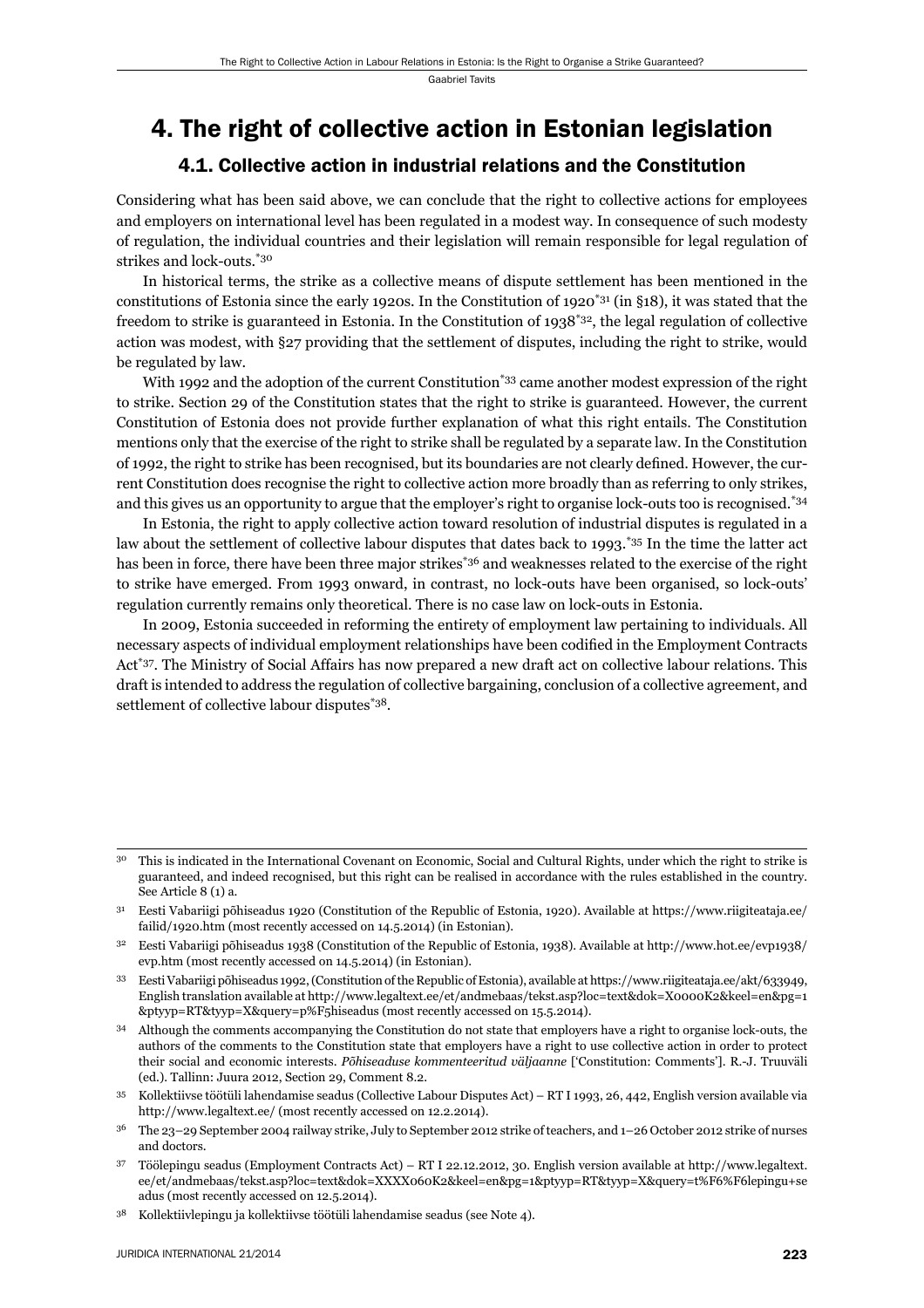# 4. The right of collective action in Estonian legislation

## 4.1. Collective action in industrial relations and the Constitution

Considering what has been said above, we can conclude that the right to collective actions for employees and employers on international level has been regulated in a modest way. In consequence of such modesty of regulation, the individual countries and their legislation will remain responsible for legal regulation of strikes and lock-outs.[30]

In historical terms, the strike as a collective means of dispute settlement has been mentioned in the constitutions of Estonia since the early 1920s. In the Constitution of 1920[31] (in §18), it was stated that the freedom to strike is guaranteed in Estonia. In the Constitution of 1938[32], the legal regulation of collective action was modest, with §27 providing that the settlement of disputes, including the right to strike, would be regulated by law.

With 1992 and the adoption of the current Constitution[33] came another modest expression of the right to strike. Section 29 of the Constitution states that the right to strike is guaranteed. However, the current Constitution of Estonia does not provide further explanation of what this right entails. The Constitution mentions only that the exercise of the right to strike shall be regulated by a separate law. In the Constitution of 1992, the right to strike has been recognised, but its boundaries are not clearly defined. However, the current Constitution does recognise the right to collective action more broadly than as referring to only strikes, and this gives us an opportunity to argue that the employer's right to organise lock-outs too is recognised.[34]

In Estonia, the right to apply collective action toward resolution of industrial disputes is regulated in a law about the settlement of collective labour disputes that dates back to 1993.[35] In the time the latter act has been in force, there have been three major strikes[36] and weaknesses related to the exercise of the right to strike have emerged. From 1993 onward, in contrast, no lock-outs have been organised, so lock-outs' regulation currently remains only theoretical. There is no case law on lock-outs in Estonia.

In 2009, Estonia succeeded in reforming the entirety of employment law pertaining to individuals. All necessary aspects of individual employment relationships have been codified in the Employment Contracts Act[37]. The Ministry of Social Affairs has now prepared a new draft act on collective labour relations. This draft is intended to address the regulation of collective bargaining, conclusion of a collective agreement, and settlement of collective labour disputes[38].

---

30 This is indicated in the International Covenant on Economic, Social and Cultural Rights, under which the right to strike is guaranteed, and indeed recognised, but this right can be realised in accordance with the rules established in the country. See Article 8 (1) a.

31 Eesti Vabariigi põhiseadus 1920 (Constitution of the Republic of Estonia, 1920). Available at https://www.riigiteataja.ee/failid/1920.htm (most recently accessed on 14.5.2014) (in Estonian).

32 Eesti Vabariigi põhiseadus 1938 (Constitution of the Republic of Estonia, 1938). Available at http://www.hot.ee/evp1938/evp.htm (most recently accessed on 14.5.2014) (in Estonian).

33 Eesti Vabariigi põhiseadus 1992, (Constitution of the Republic of Estonia), available at https://www.riigiteataja.ee/akt/633949, English translation available at http://www.legaltext.ee/et/andmebaas/tekst.asp?loc=text&dok=X0000K2&keel=en&pg=1&ptyyp=RT&tyyp=X&query=p%F5hiseadus (most recently accessed on 15.5.2014).

34 Although the comments accompanying the Constitution do not state that employers have a right to organise lock-outs, the authors of the comments to the Constitution state that employers have a right to use collective action in order to protect their social and economic interests. *Põhiseaduse kommenteeritud väljaanne* ['Constitution: Comments']. R.-J. Truuväli (ed.). Tallinn: Juura 2012, Section 29, Comment 8.2.

35 Kollektiivse töötüli lahendamise seadus (Collective Labour Disputes Act) – RT I 1993, 26, 442, English version available via http://www.legaltext.ee/ (most recently accessed on 12.2.2014).

36 The 23–29 September 2004 railway strike, July to September 2012 strike of teachers, and 1–26 October 2012 strike of nurses and doctors.

37 Töölepingu seadus (Employment Contracts Act) – RT I 22.12.2012, 30. English version available at http://www.legaltext.ee/et/andmebaas/tekst.asp?loc=text&dok=XXXX060K2&keel=en&pg=1&ptyyp=RT&tyyp=X&query=t%F6%F6lepingu+seadus (most recently accessed on 12.5.2014).

38 Kollektiivlepingu ja kollektiivse töötüli lahendamise seadus (see Note 4).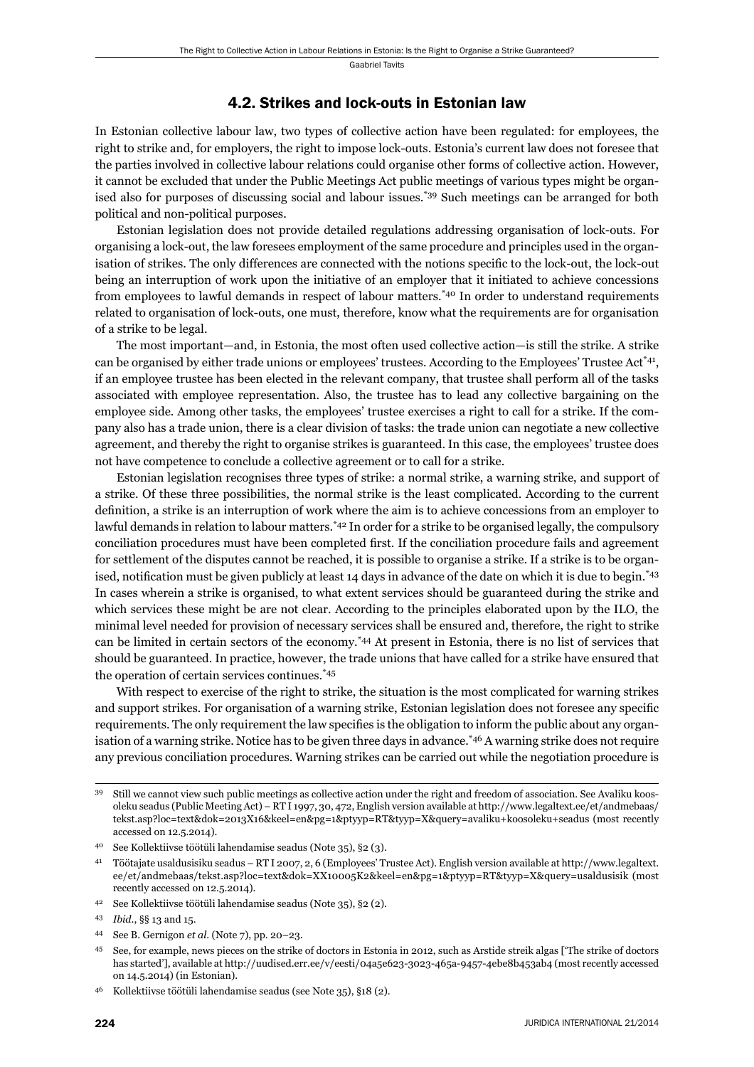### 4.2. Strikes and lock-outs in Estonian law

In Estonian collective labour law, two types of collective action have been regulated: for employees, the right to strike and, for employers, the right to impose lock-outs. Estonia's current law does not foresee that the parties involved in collective labour relations could organise other forms of collective action. However, it cannot be excluded that under the Public Meetings Act public meetings of various types might be organised also for purposes of discussing social and labour issues.[*39] Such meetings can be arranged for both political and non-political purposes.

Estonian legislation does not provide detailed regulations addressing organisation of lock-outs. For organising a lock-out, the law foresees employment of the same procedure and principles used in the organisation of strikes. The only differences are connected with the notions specific to the lock-out, the lock-out being an interruption of work upon the initiative of an employer that it initiated to achieve concessions from employees to lawful demands in respect of labour matters.[*40] In order to understand requirements related to organisation of lock-outs, one must, therefore, know what the requirements are for organisation of a strike to be legal.

The most important—and, in Estonia, the most often used collective action—is still the strike. A strike can be organised by either trade unions or employees' trustees. According to the Employees' Trustee Act[*41], if an employee trustee has been elected in the relevant company, that trustee shall perform all of the tasks associated with employee representation. Also, the trustee has to lead any collective bargaining on the employee side. Among other tasks, the employees' trustee exercises a right to call for a strike. If the company also has a trade union, there is a clear division of tasks: the trade union can negotiate a new collective agreement, and thereby the right to organise strikes is guaranteed. In this case, the employees' trustee does not have competence to conclude a collective agreement or to call for a strike.

Estonian legislation recognises three types of strike: a normal strike, a warning strike, and support of a strike. Of these three possibilities, the normal strike is the least complicated. According to the current definition, a strike is an interruption of work where the aim is to achieve concessions from an employer to lawful demands in relation to labour matters.[*42] In order for a strike to be organised legally, the compulsory conciliation procedures must have been completed first. If the conciliation procedure fails and agreement for settlement of the disputes cannot be reached, it is possible to organise a strike. If a strike is to be organised, notification must be given publicly at least 14 days in advance of the date on which it is due to begin.[*43] In cases wherein a strike is organised, to what extent services should be guaranteed during the strike and which services these might be are not clear. According to the principles elaborated upon by the ILO, the minimal level needed for provision of necessary services shall be ensured and, therefore, the right to strike can be limited in certain sectors of the economy.[*44] At present in Estonia, there is no list of services that should be guaranteed. In practice, however, the trade unions that have called for a strike have ensured that the operation of certain services continues.[*45]

With respect to exercise of the right to strike, the situation is the most complicated for warning strikes and support strikes. For organisation of a warning strike, Estonian legislation does not foresee any specific requirements. The only requirement the law specifies is the obligation to inform the public about any organisation of a warning strike. Notice has to be given three days in advance.[*46] A warning strike does not require any previous conciliation procedures. Warning strikes can be carried out while the negotiation procedure is

---

[39] Still we cannot view such public meetings as collective action under the right and freedom of association. See Avaliku koosoleku seadus (Public Meeting Act) – RT I 1997, 30, 472, English version available at http://www.legaltext.ee/et/andmebaas/tekst.asp?loc=text&dok=2013X16&keel=en&pg=1&ptyyp=RT&tyyp=X&query=avaliku+koosoleku+seadus (most recently accessed on 12.5.2014).

[40] See Kollektiivse töötüli lahendamise seadus (Note 35), §2 (3).

[41] Töötajate usaldusisiku seadus – RT I 2007, 2, 6 (Employees' Trustee Act). English version available at http://www.legaltext.ee/et/andmebaas/tekst.asp?loc=text&dok=XX10005K2&keel=en&pg=1&ptyyp=RT&tyyp=X&query=usaldusisik (most recently accessed on 12.5.2014).

[42] See Kollektiivse töötüli lahendamise seadus (Note 35), §2 (2).

[43] *Ibid.*, §§ 13 and 15.

[44] See B. Gernigon *et al.* (Note 7), pp. 20–23.

[45] See, for example, news pieces on the strike of doctors in Estonia in 2012, such as Arstide streik algas ['The strike of doctors has started'], available at http://uudised.err.ee/v/eesti/04a5e623-3023-465a-9457-4ebe8b453ab4 (most recently accessed on 14.5.2014) (in Estonian).

[46] Kollektiivse töötüli lahendamise seadus (see Note 35), §18 (2).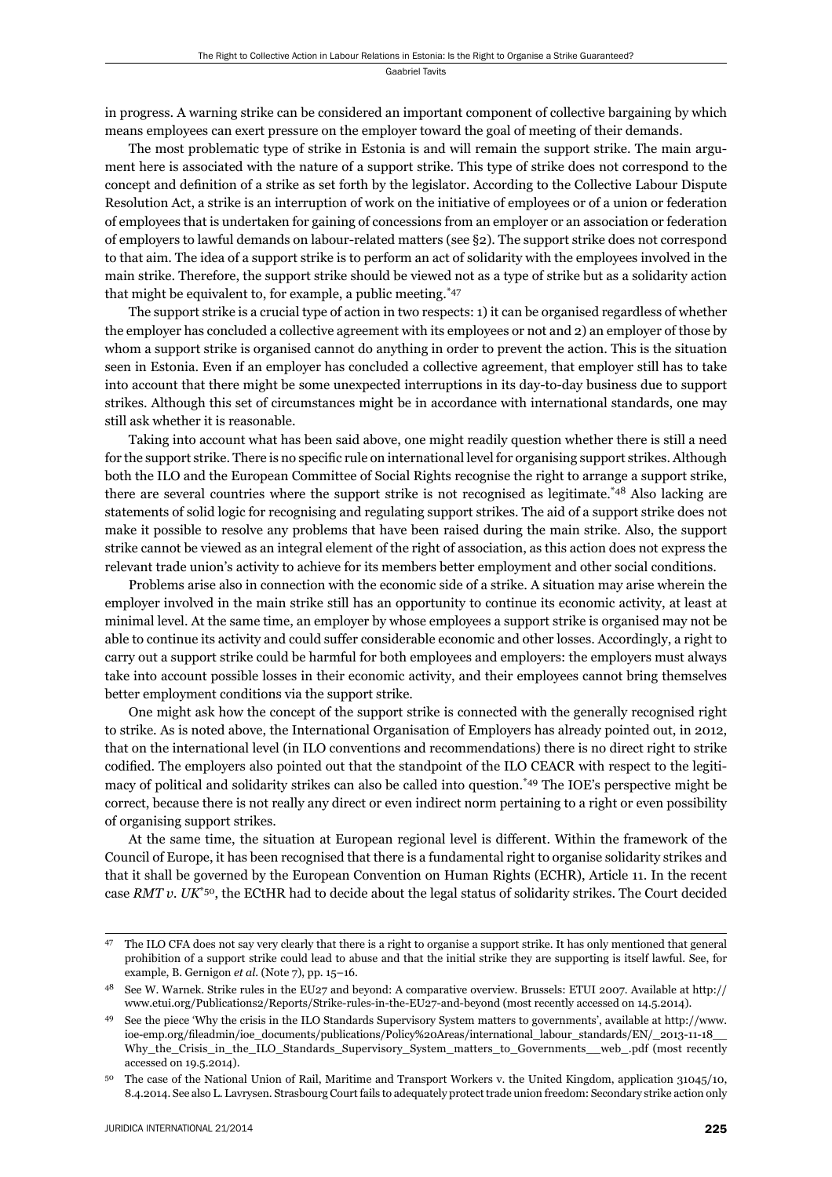in progress. A warning strike can be considered an important component of collective bargaining by which means employees can exert pressure on the employer toward the goal of meeting of their demands.

The most problematic type of strike in Estonia is and will remain the support strike. The main argument here is associated with the nature of a support strike. This type of strike does not correspond to the concept and definition of a strike as set forth by the legislator. According to the Collective Labour Dispute Resolution Act, a strike is an interruption of work on the initiative of employees or of a union or federation of employees that is undertaken for gaining of concessions from an employer or an association or federation of employers to lawful demands on labour-related matters (see §2). The support strike does not correspond to that aim. The idea of a support strike is to perform an act of solidarity with the employees involved in the main strike. Therefore, the support strike should be viewed not as a type of strike but as a solidarity action that might be equivalent to, for example, a public meeting.[*47]

The support strike is a crucial type of action in two respects: 1) it can be organised regardless of whether the employer has concluded a collective agreement with its employees or not and 2) an employer of those by whom a support strike is organised cannot do anything in order to prevent the action. This is the situation seen in Estonia. Even if an employer has concluded a collective agreement, that employer still has to take into account that there might be some unexpected interruptions in its day-to-day business due to support strikes. Although this set of circumstances might be in accordance with international standards, one may still ask whether it is reasonable.

Taking into account what has been said above, one might readily question whether there is still a need for the support strike. There is no specific rule on international level for organising support strikes. Although both the ILO and the European Committee of Social Rights recognise the right to arrange a support strike, there are several countries where the support strike is not recognised as legitimate.[*48] Also lacking are statements of solid logic for recognising and regulating support strikes. The aid of a support strike does not make it possible to resolve any problems that have been raised during the main strike. Also, the support strike cannot be viewed as an integral element of the right of association, as this action does not express the relevant trade union's activity to achieve for its members better employment and other social conditions.

Problems arise also in connection with the economic side of a strike. A situation may arise wherein the employer involved in the main strike still has an opportunity to continue its economic activity, at least at minimal level. At the same time, an employer by whose employees a support strike is organised may not be able to continue its activity and could suffer considerable economic and other losses. Accordingly, a right to carry out a support strike could be harmful for both employees and employers: the employers must always take into account possible losses in their economic activity, and their employees cannot bring themselves better employment conditions via the support strike.

One might ask how the concept of the support strike is connected with the generally recognised right to strike. As is noted above, the International Organisation of Employers has already pointed out, in 2012, that on the international level (in ILO conventions and recommendations) there is no direct right to strike codified. The employers also pointed out that the standpoint of the ILO CEACR with respect to the legitimacy of political and solidarity strikes can also be called into question.[*49] The IOE's perspective might be correct, because there is not really any direct or even indirect norm pertaining to a right or even possibility of organising support strikes.

At the same time, the situation at European regional level is different. Within the framework of the Council of Europe, it has been recognised that there is a fundamental right to organise solidarity strikes and that it shall be governed by the European Convention on Human Rights (ECHR), Article 11. In the recent case *RMT v. UK*[*50], the ECtHR had to decide about the legal status of solidarity strikes. The Court decided

---

[47] The ILO CFA does not say very clearly that there is a right to organise a support strike. It has only mentioned that general prohibition of a support strike could lead to abuse and that the initial strike they are supporting is itself lawful. See, for example, B. Gernigon *et al.* (Note 7), pp. 15–16.

[48] See W. Warnek. Strike rules in the EU27 and beyond: A comparative overview. Brussels: ETUI 2007. Available at http://www.etui.org/Publications2/Reports/Strike-rules-in-the-EU27-and-beyond (most recently accessed on 14.5.2014).

[49] See the piece 'Why the crisis in the ILO Standards Supervisory System matters to governments', available at http://www.ioe-emp.org/fileadmin/ioe_documents/publications/Policy%20Areas/international_labour_standards/EN/_2013-11-18__Why_the_Crisis_in_the_ILO_Standards_Supervisory_System_matters_to_Governments__web_.pdf (most recently accessed on 19.5.2014).

[50] The case of the National Union of Rail, Maritime and Transport Workers v. the United Kingdom, application 31045/10, 8.4.2014. See also L. Lavrysen. Strasbourg Court fails to adequately protect trade union freedom: Secondary strike action only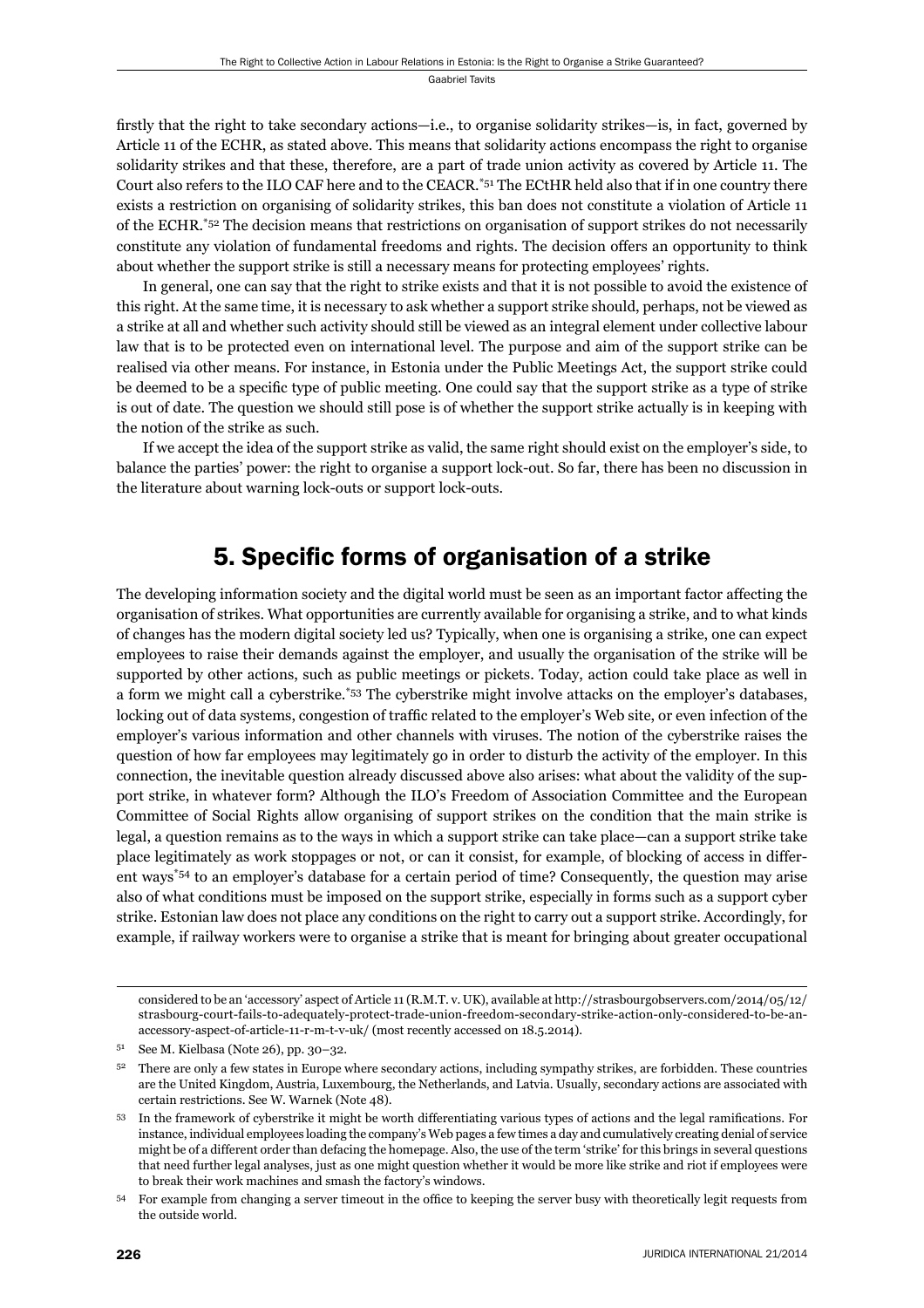firstly that the right to take secondary actions—i.e., to organise solidarity strikes—is, in fact, governed by Article 11 of the ECHR, as stated above. This means that solidarity actions encompass the right to organise solidarity strikes and that these, therefore, are a part of trade union activity as covered by Article 11. The Court also refers to the ILO CAF here and to the CEACR.[*51] The ECtHR held also that if in one country there exists a restriction on organising of solidarity strikes, this ban does not constitute a violation of Article 11 of the ECHR.[*52] The decision means that restrictions on organisation of support strikes do not necessarily constitute any violation of fundamental freedoms and rights. The decision offers an opportunity to think about whether the support strike is still a necessary means for protecting employees' rights.

In general, one can say that the right to strike exists and that it is not possible to avoid the existence of this right. At the same time, it is necessary to ask whether a support strike should, perhaps, not be viewed as a strike at all and whether such activity should still be viewed as an integral element under collective labour law that is to be protected even on international level. The purpose and aim of the support strike can be realised via other means. For instance, in Estonia under the Public Meetings Act, the support strike could be deemed to be a specific type of public meeting. One could say that the support strike as a type of strike is out of date. The question we should still pose is of whether the support strike actually is in keeping with the notion of the strike as such.

If we accept the idea of the support strike as valid, the same right should exist on the employer's side, to balance the parties' power: the right to organise a support lock-out. So far, there has been no discussion in the literature about warning lock-outs or support lock-outs.

## 5. Specific forms of organisation of a strike

The developing information society and the digital world must be seen as an important factor affecting the organisation of strikes. What opportunities are currently available for organising a strike, and to what kinds of changes has the modern digital society led us? Typically, when one is organising a strike, one can expect employees to raise their demands against the employer, and usually the organisation of the strike will be supported by other actions, such as public meetings or pickets. Today, action could take place as well in a form we might call a cyberstrike.[*53] The cyberstrike might involve attacks on the employer's databases, locking out of data systems, congestion of traffic related to the employer's Web site, or even infection of the employer's various information and other channels with viruses. The notion of the cyberstrike raises the question of how far employees may legitimately go in order to disturb the activity of the employer. In this connection, the inevitable question already discussed above also arises: what about the validity of the support strike, in whatever form? Although the ILO's Freedom of Association Committee and the European Committee of Social Rights allow organising of support strikes on the condition that the main strike is legal, a question remains as to the ways in which a support strike can take place—can a support strike take place legitimately as work stoppages or not, or can it consist, for example, of blocking of access in different ways[*54] to an employer's database for a certain period of time? Consequently, the question may arise also of what conditions must be imposed on the support strike, especially in forms such as a support cyber strike. Estonian law does not place any conditions on the right to carry out a support strike. Accordingly, for example, if railway workers were to organise a strike that is meant for bringing about greater occupational

---

considered to be an 'accessory' aspect of Article 11 (R.M.T. v. UK), available at http://strasbourgobservers.com/2014/05/12/strasbourg-court-fails-to-adequately-protect-trade-union-freedom-secondary-strike-action-only-considered-to-be-an-accessory-aspect-of-article-11-r-m-t-v-uk/ (most recently accessed on 18.5.2014).

[51] See M. Kielbasa (Note 26), pp. 30–32.

[52] There are only a few states in Europe where secondary actions, including sympathy strikes, are forbidden. These countries are the United Kingdom, Austria, Luxembourg, the Netherlands, and Latvia. Usually, secondary actions are associated with certain restrictions. See W. Warnek (Note 48).

[53] In the framework of cyberstrike it might be worth differentiating various types of actions and the legal ramifications. For instance, individual employees loading the company's Web pages a few times a day and cumulatively creating denial of service might be of a different order than defacing the homepage. Also, the use of the term 'strike' for this brings in several questions that need further legal analyses, just as one might question whether it would be more like strike and riot if employees were to break their work machines and smash the factory's windows.

[54] For example from changing a server timeout in the office to keeping the server busy with theoretically legit requests from the outside world.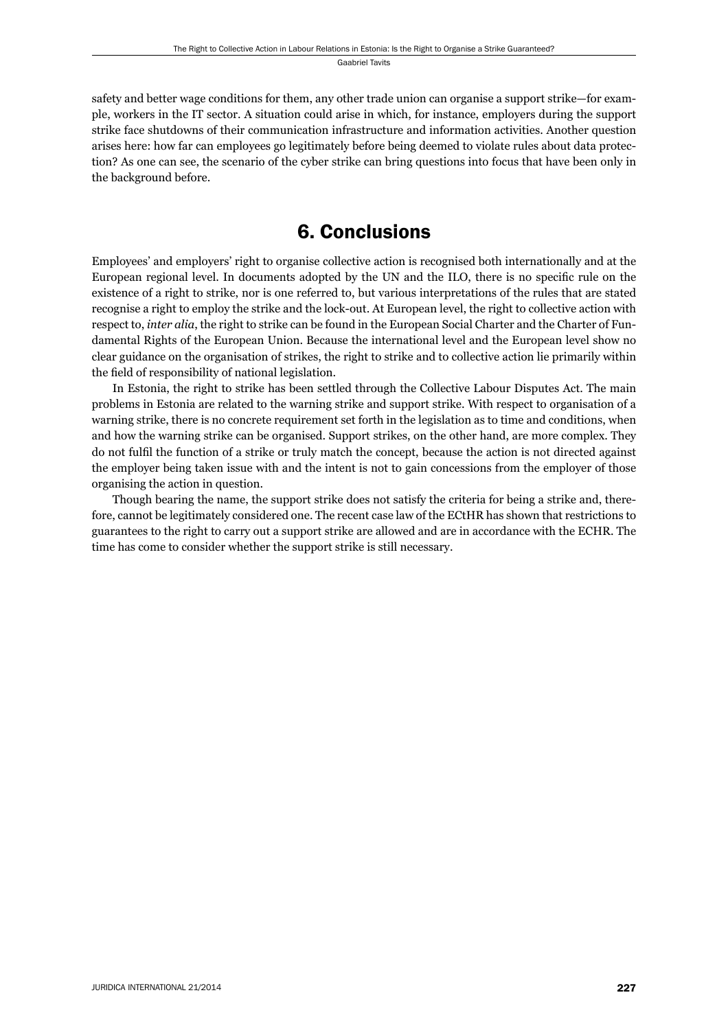safety and better wage conditions for them, any other trade union can organise a support strike—for example, workers in the IT sector. A situation could arise in which, for instance, employers during the support strike face shutdowns of their communication infrastructure and information activities. Another question arises here: how far can employees go legitimately before being deemed to violate rules about data protection? As one can see, the scenario of the cyber strike can bring questions into focus that have been only in the background before.

## 6. Conclusions

Employees' and employers' right to organise collective action is recognised both internationally and at the European regional level. In documents adopted by the UN and the ILO, there is no specific rule on the existence of a right to strike, nor is one referred to, but various interpretations of the rules that are stated recognise a right to employ the strike and the lock-out. At European level, the right to collective action with respect to, *inter alia*, the right to strike can be found in the European Social Charter and the Charter of Fundamental Rights of the European Union. Because the international level and the European level show no clear guidance on the organisation of strikes, the right to strike and to collective action lie primarily within the field of responsibility of national legislation.

In Estonia, the right to strike has been settled through the Collective Labour Disputes Act. The main problems in Estonia are related to the warning strike and support strike. With respect to organisation of a warning strike, there is no concrete requirement set forth in the legislation as to time and conditions, when and how the warning strike can be organised. Support strikes, on the other hand, are more complex. They do not fulfil the function of a strike or truly match the concept, because the action is not directed against the employer being taken issue with and the intent is not to gain concessions from the employer of those organising the action in question.

Though bearing the name, the support strike does not satisfy the criteria for being a strike and, therefore, cannot be legitimately considered one. The recent case law of the ECtHR has shown that restrictions to guarantees to the right to carry out a support strike are allowed and are in accordance with the ECHR. The time has come to consider whether the support strike is still necessary.